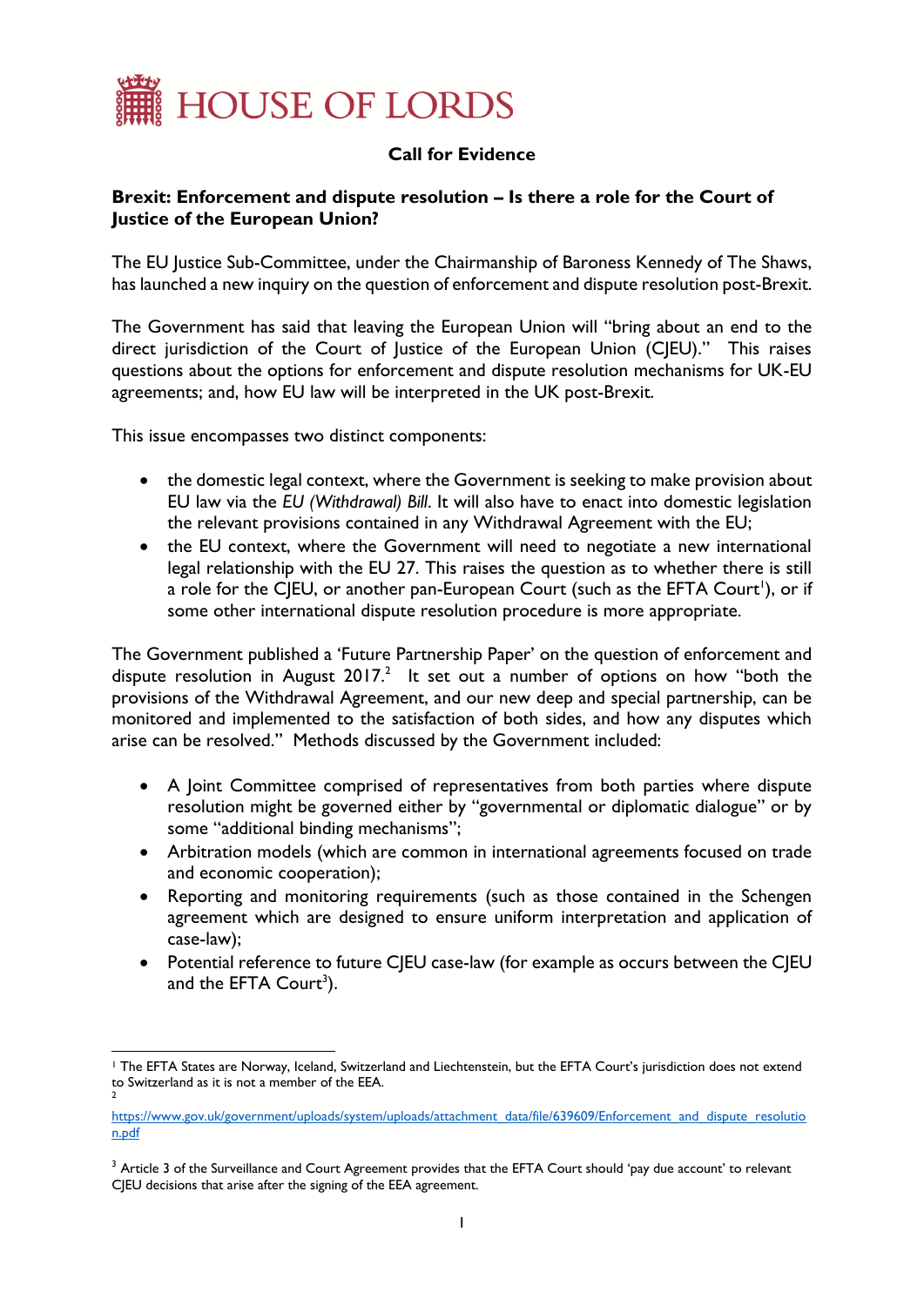# HOUSE OF LORDS

## Call for Evidence

### Brexit: Enforcement and dispute resolution – Is there a role for the Court of Justice of the European Union?

The EU Justice Sub-Committee, under the Chairmanship of Baroness Kennedy of The Shaws, has launched a new inquiry on the question of enforcement and dispute resolution post-Brexit.

The Government has said that leaving the European Union will "bring about an end to the direct jurisdiction of the Court of Justice of the European Union (CJEU)." This raises questions about the options for enforcement and dispute resolution mechanisms for UK-EU agreements; and, how EU law will be interpreted in the UK post-Brexit.

This issue encompasses two distinct components:

- the domestic legal context, where the Government is seeking to make provision about EU law via the *EU (Withdrawal) Bill*. It will also have to enact into domestic legislation the relevant provisions contained in any Withdrawal Agreement with the EU;
- the EU context, where the Government will need to negotiate a new international legal relationship with the EU 27. This raises the question as to whether there is still a role for the CJEU, or another pan-European Court (such as the EFTA Court[1]), or if some other international dispute resolution procedure is more appropriate.

The Government published a 'Future Partnership Paper' on the question of enforcement and dispute resolution in August 2017.[2] It set out a number of options on how "both the provisions of the Withdrawal Agreement, and our new deep and special partnership, can be monitored and implemented to the satisfaction of both sides, and how any disputes which arise can be resolved." Methods discussed by the Government included:

- A Joint Committee comprised of representatives from both parties where dispute resolution might be governed either by "governmental or diplomatic dialogue" or by some "additional binding mechanisms";
- Arbitration models (which are common in international agreements focused on trade and economic cooperation);
- Reporting and monitoring requirements (such as those contained in the Schengen agreement which are designed to ensure uniform interpretation and application of case-law);
- Potential reference to future CJEU case-law (for example as occurs between the CJEU and the EFTA Court[3]).

---

[1] The EFTA States are Norway, Iceland, Switzerland and Liechtenstein, but the EFTA Court's jurisdiction does not extend to Switzerland as it is not a member of the EEA.

[2] https://www.gov.uk/government/uploads/system/uploads/attachment_data/file/639609/Enforcement_and_dispute_resolution.pdf

[3] Article 3 of the Surveillance and Court Agreement provides that the EFTA Court should 'pay due account' to relevant CJEU decisions that arise after the signing of the EEA agreement.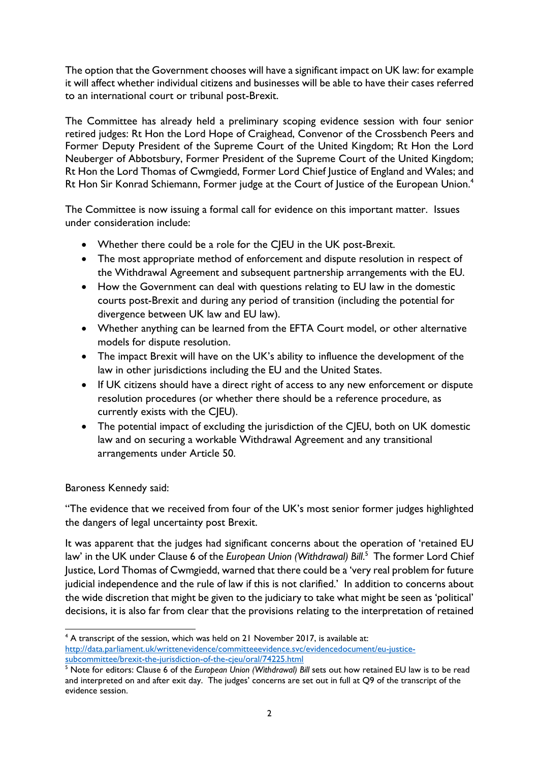The option that the Government chooses will have a significant impact on UK law: for example it will affect whether individual citizens and businesses will be able to have their cases referred to an international court or tribunal post-Brexit.

The Committee has already held a preliminary scoping evidence session with four senior retired judges: Rt Hon the Lord Hope of Craighead, Convenor of the Crossbench Peers and Former Deputy President of the Supreme Court of the United Kingdom; Rt Hon the Lord Neuberger of Abbotsbury, Former President of the Supreme Court of the United Kingdom; Rt Hon the Lord Thomas of Cwmgiedd, Former Lord Chief Justice of England and Wales; and Rt Hon Sir Konrad Schiemann, Former judge at the Court of Justice of the European Union.[4]

The Committee is now issuing a formal call for evidence on this important matter. Issues under consideration include:

- Whether there could be a role for the CJEU in the UK post-Brexit.
- The most appropriate method of enforcement and dispute resolution in respect of the Withdrawal Agreement and subsequent partnership arrangements with the EU.
- How the Government can deal with questions relating to EU law in the domestic courts post-Brexit and during any period of transition (including the potential for divergence between UK law and EU law).
- Whether anything can be learned from the EFTA Court model, or other alternative models for dispute resolution.
- The impact Brexit will have on the UK's ability to influence the development of the law in other jurisdictions including the EU and the United States.
- If UK citizens should have a direct right of access to any new enforcement or dispute resolution procedures (or whether there should be a reference procedure, as currently exists with the CJEU).
- The potential impact of excluding the jurisdiction of the CJEU, both on UK domestic law and on securing a workable Withdrawal Agreement and any transitional arrangements under Article 50.

Baroness Kennedy said:

"The evidence that we received from four of the UK's most senior former judges highlighted the dangers of legal uncertainty post Brexit.

It was apparent that the judges had significant concerns about the operation of 'retained EU law' in the UK under Clause 6 of the *European Union (Withdrawal) Bill*.[5] The former Lord Chief Justice, Lord Thomas of Cwmgiedd, warned that there could be a 'very real problem for future judicial independence and the rule of law if this is not clarified.' In addition to concerns about the wide discretion that might be given to the judiciary to take what might be seen as 'political' decisions, it is also far from clear that the provisions relating to the interpretation of retained

---

[4] A transcript of the session, which was held on 21 November 2017, is available at: http://data.parliament.uk/writtenevidence/committeeevidence.svc/evidencedocument/eu-justice-subcommittee/brexit-the-jurisdiction-of-the-cjeu/oral/74225.html

[5] Note for editors: Clause 6 of the *European Union (Withdrawal) Bill* sets out how retained EU law is to be read and interpreted on and after exit day. The judges' concerns are set out in full at Q9 of the transcript of the evidence session.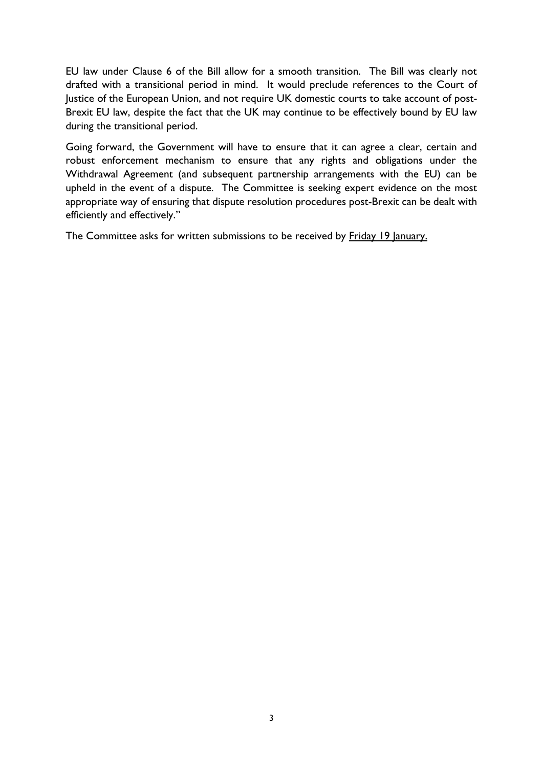EU law under Clause 6 of the Bill allow for a smooth transition. The Bill was clearly not drafted with a transitional period in mind. It would preclude references to the Court of Justice of the European Union, and not require UK domestic courts to take account of post-Brexit EU law, despite the fact that the UK may continue to be effectively bound by EU law during the transitional period.

Going forward, the Government will have to ensure that it can agree a clear, certain and robust enforcement mechanism to ensure that any rights and obligations under the Withdrawal Agreement (and subsequent partnership arrangements with the EU) can be upheld in the event of a dispute. The Committee is seeking expert evidence on the most appropriate way of ensuring that dispute resolution procedures post-Brexit can be dealt with efficiently and effectively."

The Committee asks for written submissions to be received by Friday 19 January.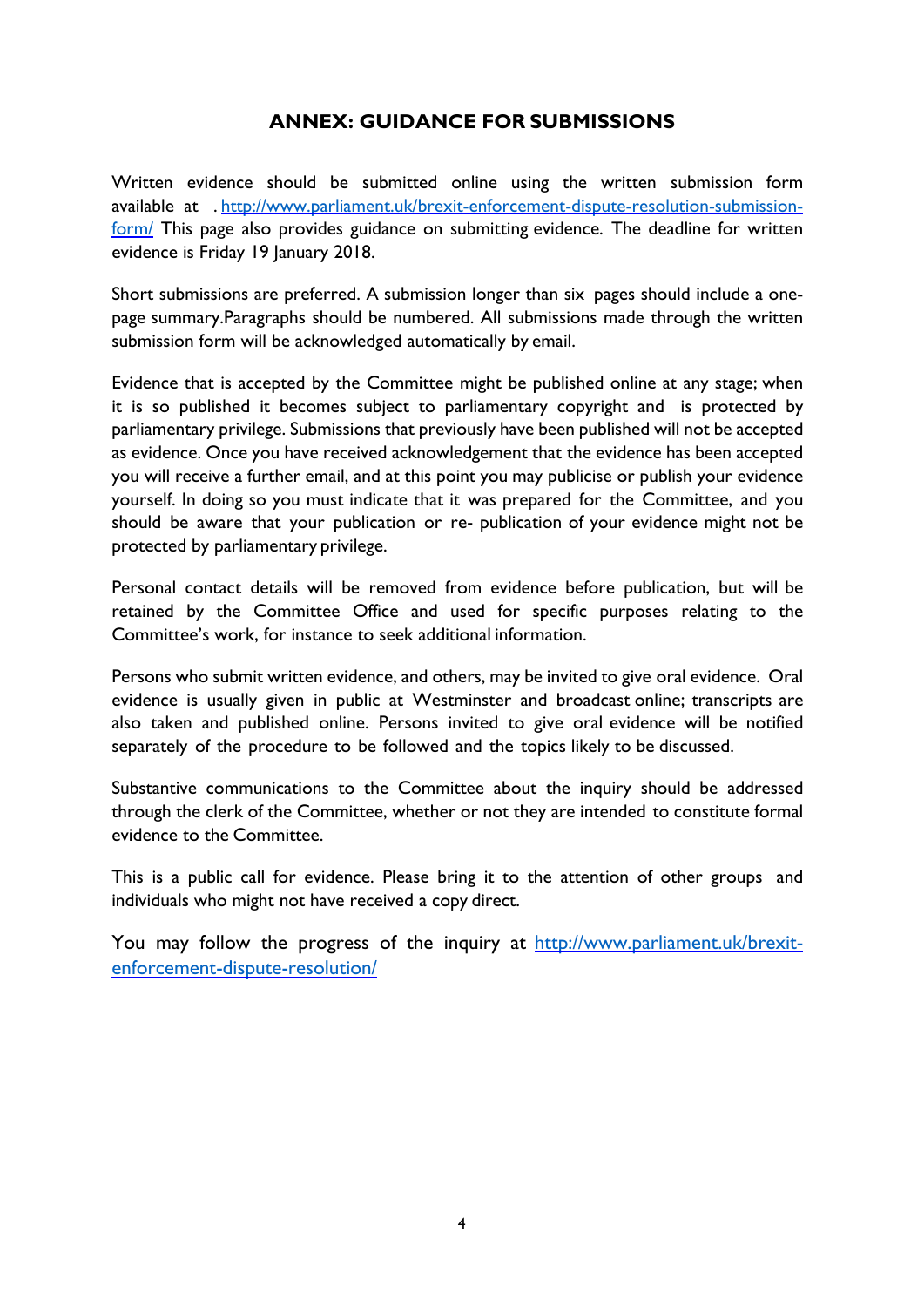## ANNEX: GUIDANCE FOR SUBMISSIONS

Written evidence should be submitted online using the written submission form available at . [http://www.parliament.uk/brexit-enforcement-dispute-resolution-submission-form/](http://www.parliament.uk/brexit-enforcement-dispute-resolution-submission-form/) This page also provides guidance on submitting evidence. The deadline for written evidence is Friday 19 January 2018.

Short submissions are preferred. A submission longer than six pages should include a one-page summary.Paragraphs should be numbered. All submissions made through the written submission form will be acknowledged automatically by email.

Evidence that is accepted by the Committee might be published online at any stage; when it is so published it becomes subject to parliamentary copyright and is protected by parliamentary privilege. Submissions that previously have been published will not be accepted as evidence. Once you have received acknowledgement that the evidence has been accepted you will receive a further email, and at this point you may publicise or publish your evidence yourself. In doing so you must indicate that it was prepared for the Committee, and you should be aware that your publication or re- publication of your evidence might not be protected by parliamentary privilege.

Personal contact details will be removed from evidence before publication, but will be retained by the Committee Office and used for specific purposes relating to the Committee's work, for instance to seek additional information.

Persons who submit written evidence, and others, may be invited to give oral evidence. Oral evidence is usually given in public at Westminster and broadcast online; transcripts are also taken and published online. Persons invited to give oral evidence will be notified separately of the procedure to be followed and the topics likely to be discussed.

Substantive communications to the Committee about the inquiry should be addressed through the clerk of the Committee, whether or not they are intended to constitute formal evidence to the Committee.

This is a public call for evidence. Please bring it to the attention of other groups and individuals who might not have received a copy direct.

You may follow the progress of the inquiry at [http://www.parliament.uk/brexit-enforcement-dispute-resolution/](http://www.parliament.uk/brexit-enforcement-dispute-resolution/)